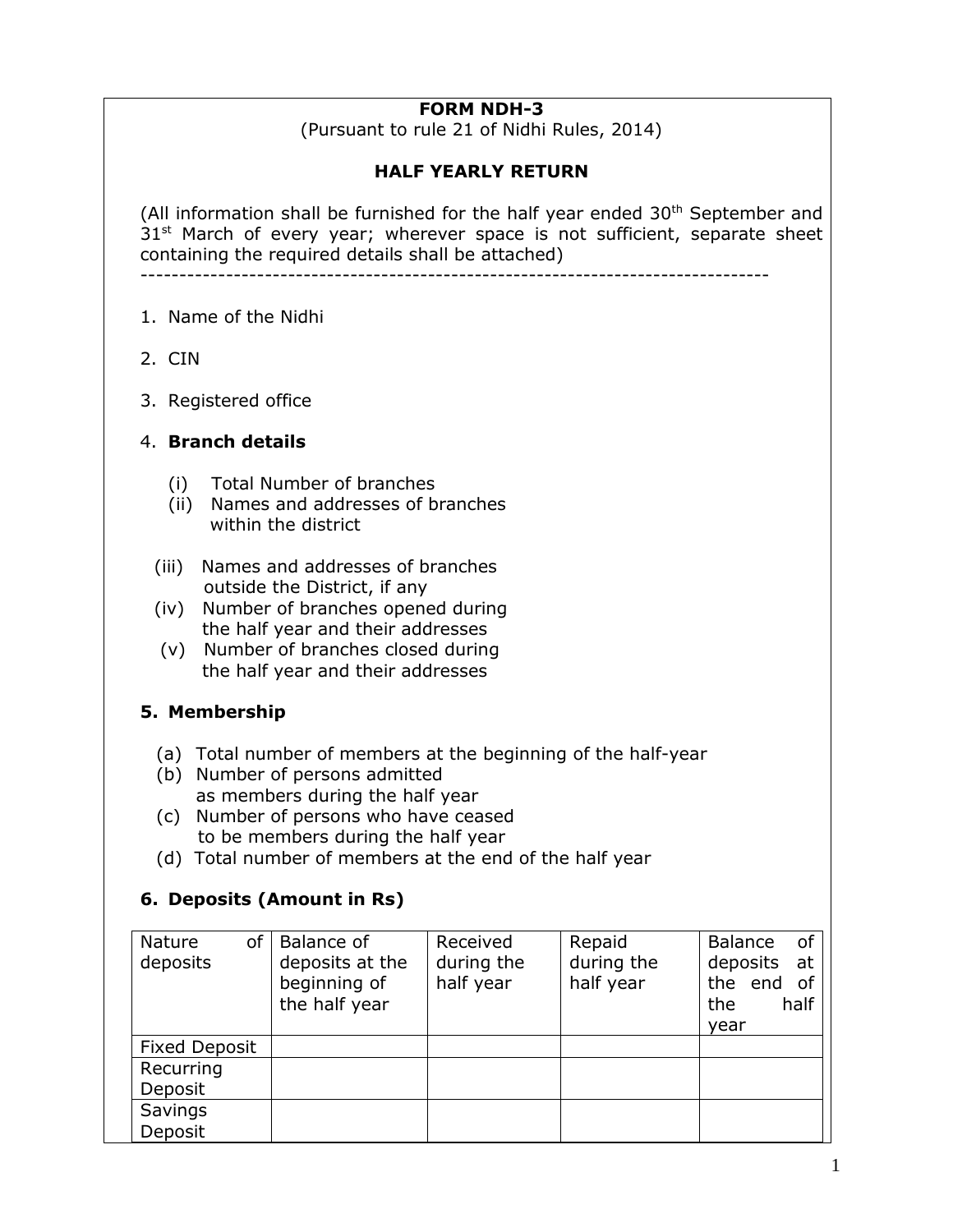**FORM NDH-3**
(Pursuant to rule 21 of Nidhi Rules, 2014)

**HALF YEARLY RETURN**

(All information shall be furnished for the half year ended 30th September and 31st March of every year; wherever space is not sufficient, separate sheet containing the required details shall be attached)

--------------------------------------------------------------------------------

1. Name of the Nidhi

2. CIN

3. Registered office

4. **Branch details**

   (i) Total Number of branches
   (ii) Names and addresses of branches within the district
   (iii) Names and addresses of branches outside the District, if any
   (iv) Number of branches opened during the half year and their addresses
   (v) Number of branches closed during the half year and their addresses

5. **Membership**

   (a) Total number of members at the beginning of the half-year
   (b) Number of persons admitted as members during the half year
   (c) Number of persons who have ceased to be members during the half year
   (d) Total number of members at the end of the half year

6. **Deposits (Amount in Rs)**

| Nature of deposits | Balance of deposits at the beginning of the half year | Received during the half year | Repaid during the half year | Balance of deposits at the end of the half year |
|---|---|---|---|---|
| Fixed Deposit | | | | |
| Recurring Deposit | | | | |
| Savings Deposit | | | | |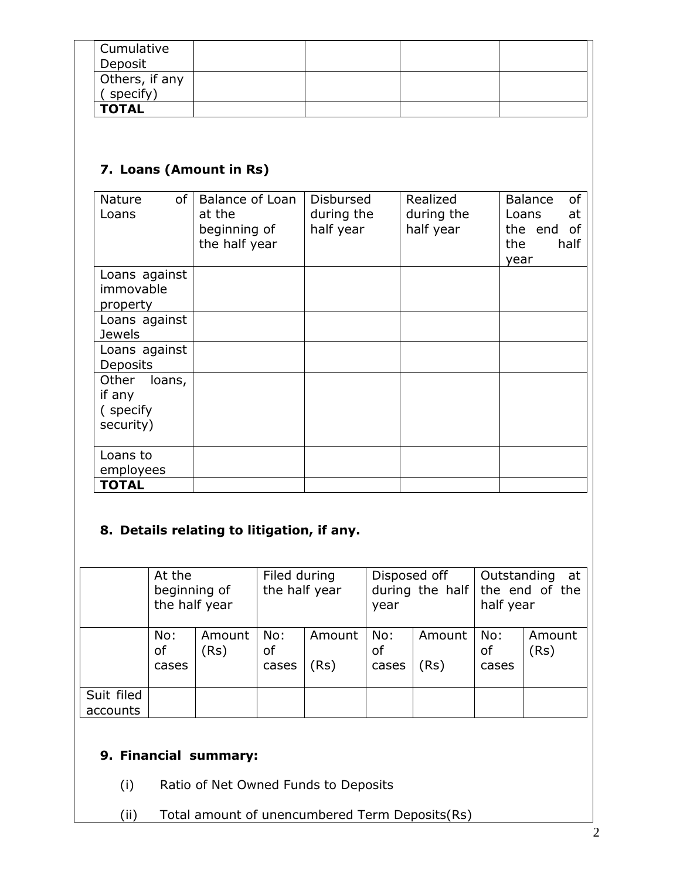| Cumulative Deposit | | | | |
|---|---|---|---|---|
| Others, if any ( specify) | | | | |
| **TOTAL** | | | | |

## 7. Loans (Amount in Rs)

| Nature of Loans | Balance of Loan at the beginning of the half year | Disbursed during the half year | Realized during the half year | Balance of Loans at the end of the half year |
|---|---|---|---|---|
| Loans against immovable property | | | | |
| Loans against Jewels | | | | |
| Loans against Deposits | | | | |
| Other loans, if any ( specify security) | | | | |
| Loans to employees | | | | |
| **TOTAL** | | | | |

## 8. Details relating to litigation, if any.

| | At the beginning of the half year | | Filed during the half year | | Disposed off during the half year | | Outstanding at the end of the half year | |
|---|---|---|---|---|---|---|---|---|
| | No: of cases | Amount (Rs) | No: of cases | Amount (Rs) | No: of cases | Amount (Rs) | No: of cases | Amount (Rs) |
| Suit filed accounts | | | | | | | | |

## 9. Financial summary:

(i) Ratio of Net Owned Funds to Deposits

(ii) Total amount of unencumbered Term Deposits(Rs)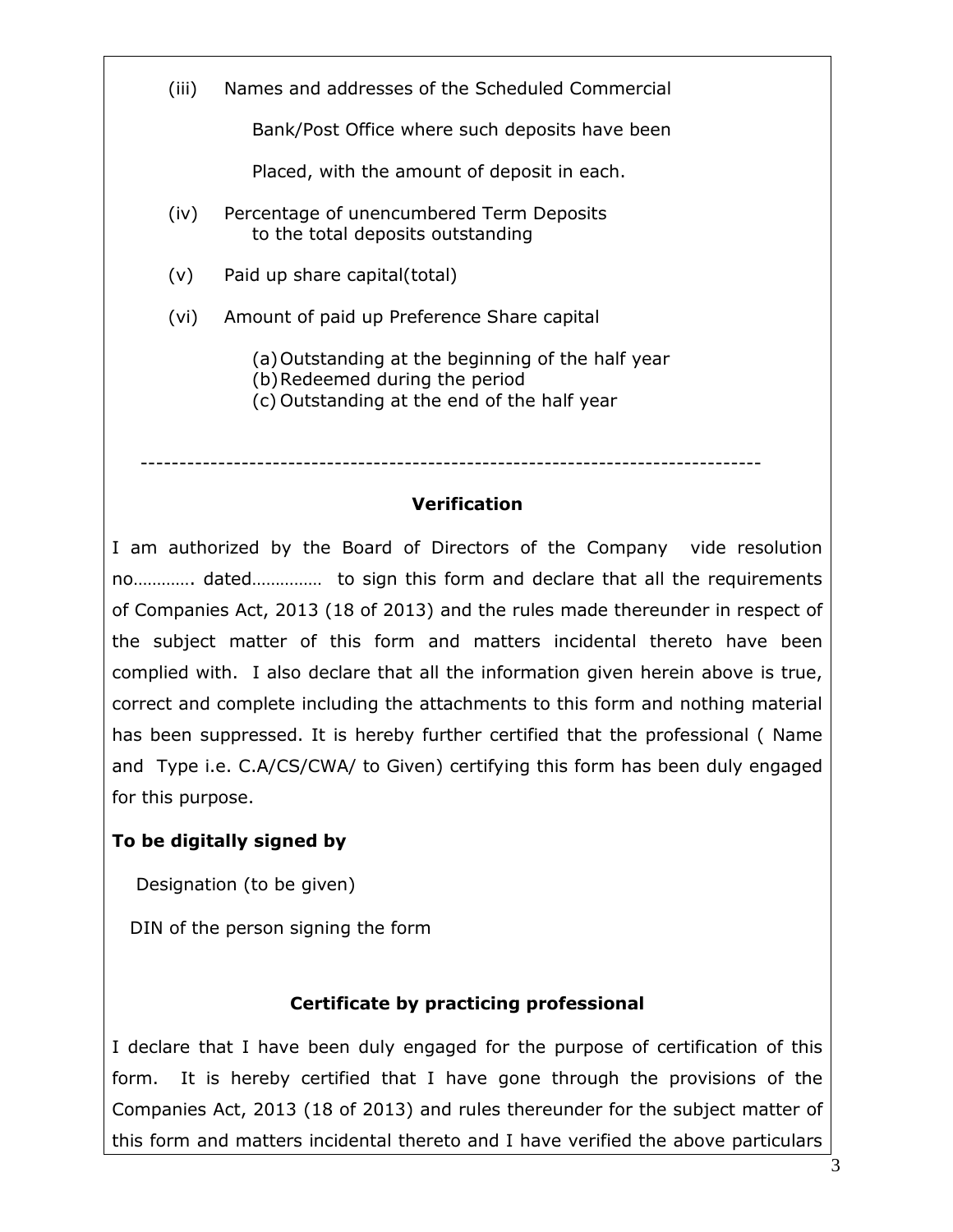(iii) Names and addresses of the Scheduled Commercial Bank/Post Office where such deposits have been Placed, with the amount of deposit in each.

(iv) Percentage of unencumbered Term Deposits to the total deposits outstanding

(v) Paid up share capital(total)

(vi) Amount of paid up Preference Share capital

(a) Outstanding at the beginning of the half year
(b) Redeemed during the period
(c) Outstanding at the end of the half year

---

## Verification

I am authorized by the Board of Directors of the Company vide resolution no…………. dated…………… to sign this form and declare that all the requirements of Companies Act, 2013 (18 of 2013) and the rules made thereunder in respect of the subject matter of this form and matters incidental thereto have been complied with. I also declare that all the information given herein above is true, correct and complete including the attachments to this form and nothing material has been suppressed. It is hereby further certified that the professional ( Name and Type i.e. C.A/CS/CWA/ to Given) certifying this form has been duly engaged for this purpose.

**To be digitally signed by**

Designation (to be given)

DIN of the person signing the form

## Certificate by practicing professional

I declare that I have been duly engaged for the purpose of certification of this form. It is hereby certified that I have gone through the provisions of the Companies Act, 2013 (18 of 2013) and rules thereunder for the subject matter of this form and matters incidental thereto and I have verified the above particulars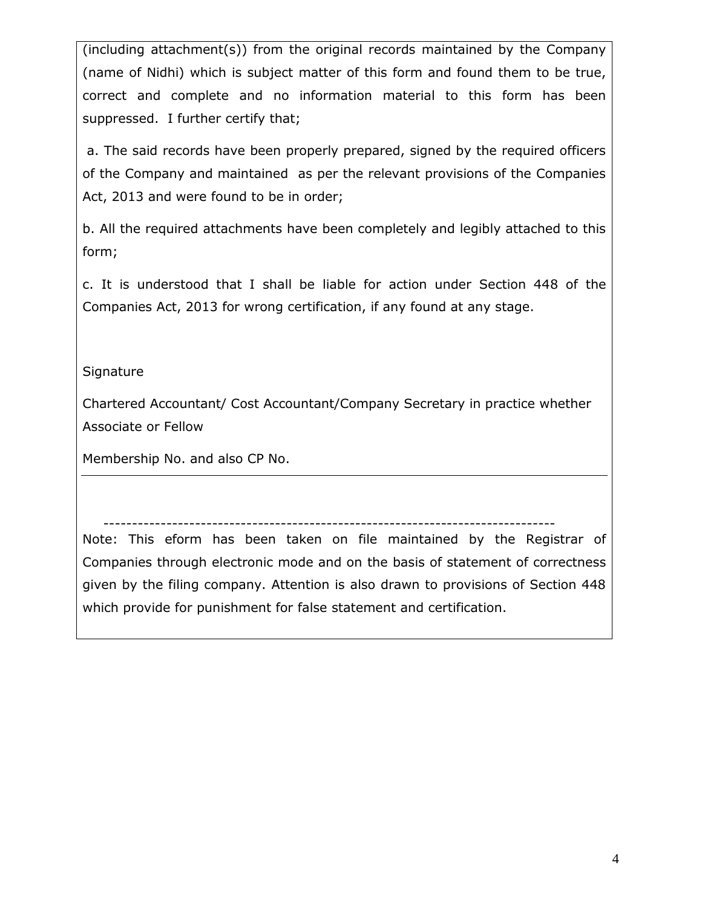(including attachment(s)) from the original records maintained by the Company (name of Nidhi) which is subject matter of this form and found them to be true, correct and complete and no information material to this form has been suppressed. I further certify that;

a. The said records have been properly prepared, signed by the required officers of the Company and maintained as per the relevant provisions of the Companies Act, 2013 and were found to be in order;

b. All the required attachments have been completely and legibly attached to this form;

c. It is understood that I shall be liable for action under Section 448 of the Companies Act, 2013 for wrong certification, if any found at any stage.

Signature

Chartered Accountant/ Cost Accountant/Company Secretary in practice whether Associate or Fellow

Membership No. and also CP No.

---

------------------------------------------------------------------------------

Note: This eform has been taken on file maintained by the Registrar of Companies through electronic mode and on the basis of statement of correctness given by the filing company. Attention is also drawn to provisions of Section 448 which provide for punishment for false statement and certification.